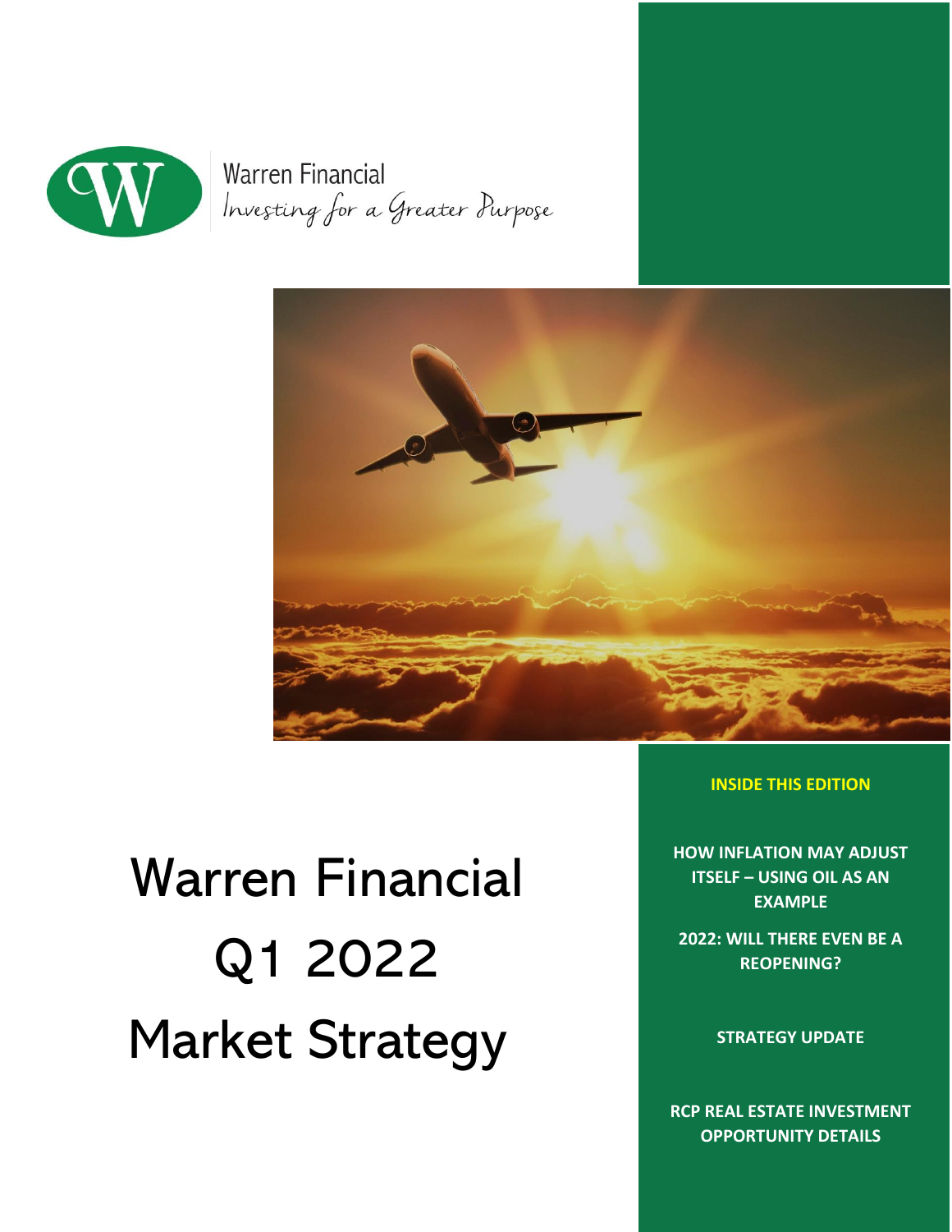Warren Financial

*Investing for a Greater Purpose*

# Warren Financial Q1 2022 Market Strategy

**INSIDE THIS EDITION**

**HOW INFLATION MAY ADJUST ITSELF – USING OIL AS AN EXAMPLE**

**2022: WILL THERE EVEN BE A REOPENING?**

**STRATEGY UPDATE**

**RCP REAL ESTATE INVESTMENT OPPORTUNITY DETAILS**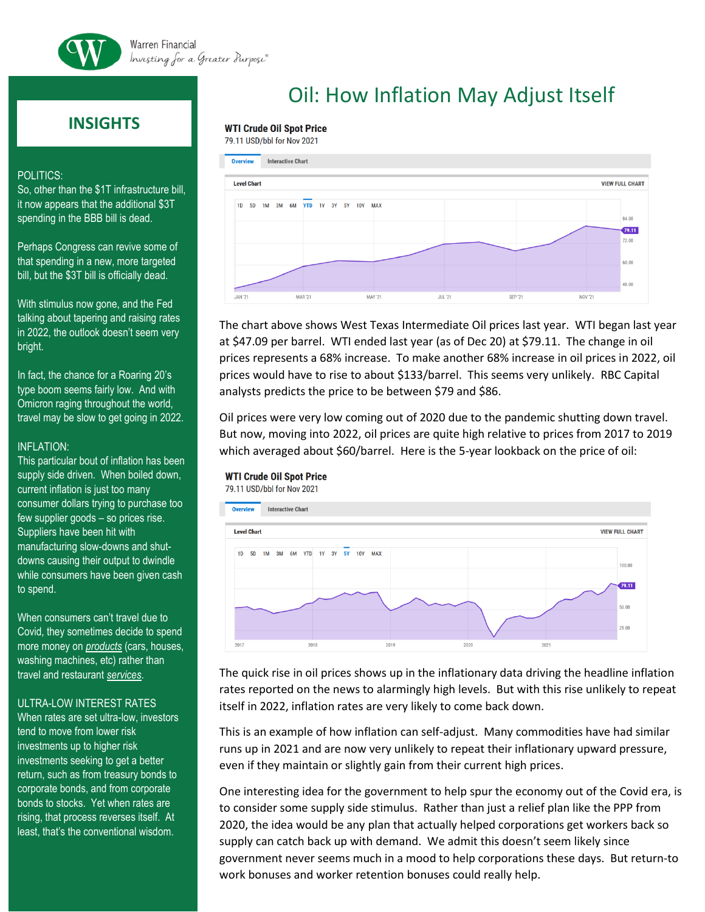# Oil: How Inflation May Adjust Itself

## INSIGHTS

POLITICS:
So, other than the $1T infrastructure bill, it now appears that the additional $3T spending in the BBB bill is dead.

Perhaps Congress can revive some of that spending in a new, more targeted bill, but the $3T bill is officially dead.

With stimulus now gone, and the Fed talking about tapering and raising rates in 2022, the outlook doesn't seem very bright.

In fact, the chance for a Roaring 20's type boom seems fairly low. And with Omicron raging throughout the world, travel may be slow to get going in 2022.

INFLATION:
This particular bout of inflation has been supply side driven. When boiled down, current inflation is just too many consumer dollars trying to purchase too few supplier goods – so prices rise. Suppliers have been hit with manufacturing slow-downs and shut-downs causing their output to dwindle while consumers have been given cash to spend.

When consumers can't travel due to Covid, they sometimes decide to spend more money on *products* (cars, houses, washing machines, etc) rather than travel and restaurant *services*.

ULTRA-LOW INTEREST RATES
When rates are set ultra-low, investors tend to move from lower risk investments up to higher risk investments seeking to get a better return, such as from treasury bonds to corporate bonds, and from corporate bonds to stocks. Yet when rates are rising, that process reverses itself. At least, that's the conventional wisdom.

---

**WTI Crude Oil Spot Price**
79.11 USD/bbl for Nov 2021

The chart above shows West Texas Intermediate Oil prices last year. WTI began last year at $47.09 per barrel. WTI ended last year (as of Dec 20) at $79.11. The change in oil prices represents a 68% increase. To make another 68% increase in oil prices in 2022, oil prices would have to rise to about $133/barrel. This seems very unlikely. RBC Capital analysts predicts the price to be between $79 and $86.

Oil prices were very low coming out of 2020 due to the pandemic shutting down travel. But now, moving into 2022, oil prices are quite high relative to prices from 2017 to 2019 which averaged about $60/barrel. Here is the 5-year lookback on the price of oil:

**WTI Crude Oil Spot Price**
79.11 USD/bbl for Nov 2021

The quick rise in oil prices shows up in the inflationary data driving the headline inflation rates reported on the news to alarmingly high levels. But with this rise unlikely to repeat itself in 2022, inflation rates are very likely to come back down.

This is an example of how inflation can self-adjust. Many commodities have had similar runs up in 2021 and are now very unlikely to repeat their inflationary upward pressure, even if they maintain or slightly gain from their current high prices.

One interesting idea for the government to help spur the economy out of the Covid era, is to consider some supply side stimulus. Rather than just a relief plan like the PPP from 2020, the idea would be any plan that actually helped corporations get workers back so supply can catch back up with demand. We admit this doesn't seem likely since government never seems much in a mood to help corporations these days. But return-to work bonuses and worker retention bonuses could really help.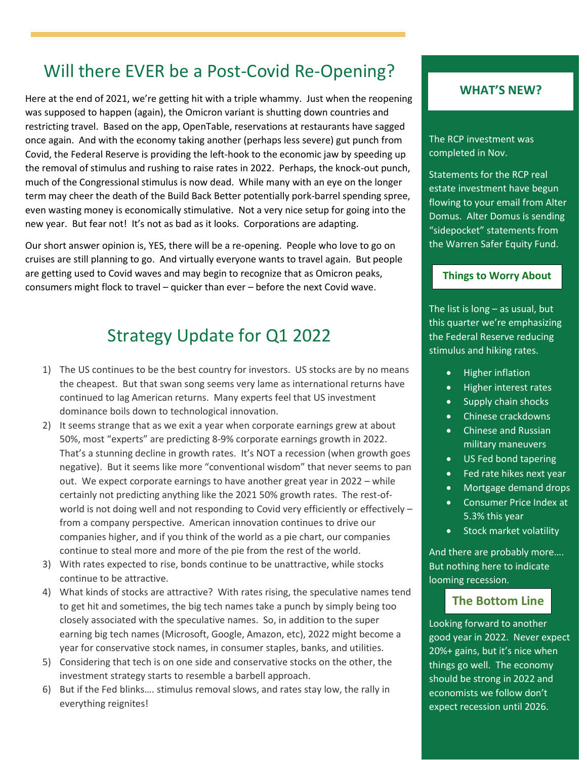# Will there EVER be a Post-Covid Re-Opening?

Here at the end of 2021, we're getting hit with a triple whammy. Just when the reopening was supposed to happen (again), the Omicron variant is shutting down countries and restricting travel. Based on the app, OpenTable, reservations at restaurants have sagged once again. And with the economy taking another (perhaps less severe) gut punch from Covid, the Federal Reserve is providing the left-hook to the economic jaw by speeding up the removal of stimulus and rushing to raise rates in 2022. Perhaps, the knock-out punch, much of the Congressional stimulus is now dead. While many with an eye on the longer term may cheer the death of the Build Back Better potentially pork-barrel spending spree, even wasting money is economically stimulative. Not a very nice setup for going into the new year. But fear not! It's not as bad as it looks. Corporations are adapting.

Our short answer opinion is, YES, there will be a re-opening. People who love to go on cruises are still planning to go. And virtually everyone wants to travel again. But people are getting used to Covid waves and may begin to recognize that as Omicron peaks, consumers might flock to travel – quicker than ever – before the next Covid wave.

# Strategy Update for Q1 2022

1) The US continues to be the best country for investors. US stocks are by no means the cheapest. But that swan song seems very lame as international returns have continued to lag American returns. Many experts feel that US investment dominance boils down to technological innovation.
2) It seems strange that as we exit a year when corporate earnings grew at about 50%, most "experts" are predicting 8-9% corporate earnings growth in 2022. That's a stunning decline in growth rates. It's NOT a recession (when growth goes negative). But it seems like more "conventional wisdom" that never seems to pan out. We expect corporate earnings to have another great year in 2022 – while certainly not predicting anything like the 2021 50% growth rates. The rest-of-world is not doing well and not responding to Covid very efficiently or effectively – from a company perspective. American innovation continues to drive our companies higher, and if you think of the world as a pie chart, our companies continue to steal more and more of the pie from the rest of the world.
3) With rates expected to rise, bonds continue to be unattractive, while stocks continue to be attractive.
4) What kinds of stocks are attractive? With rates rising, the speculative names tend to get hit and sometimes, the big tech names take a punch by simply being too closely associated with the speculative names. So, in addition to the super earning big tech names (Microsoft, Google, Amazon, etc), 2022 might become a year for conservative stock names, in consumer staples, banks, and utilities.
5) Considering that tech is on one side and conservative stocks on the other, the investment strategy starts to resemble a barbell approach.
6) But if the Fed blinks…. stimulus removal slows, and rates stay low, the rally in everything reignites!

## WHAT'S NEW?

The RCP investment was completed in Nov.

Statements for the RCP real estate investment have begun flowing to your email from Alter Domus. Alter Domus is sending "sidepocket" statements from the Warren Safer Equity Fund.

### Things to Worry About

The list is long – as usual, but this quarter we're emphasizing the Federal Reserve reducing stimulus and hiking rates.

- Higher inflation
- Higher interest rates
- Supply chain shocks
- Chinese crackdowns
- Chinese and Russian military maneuvers
- US Fed bond tapering
- Fed rate hikes next year
- Mortgage demand drops
- Consumer Price Index at 5.3% this year
- Stock market volatility

And there are probably more…. But nothing here to indicate looming recession.

### The Bottom Line

Looking forward to another good year in 2022. Never expect 20%+ gains, but it's nice when things go well. The economy should be strong in 2022 and economists we follow don't expect recession until 2026.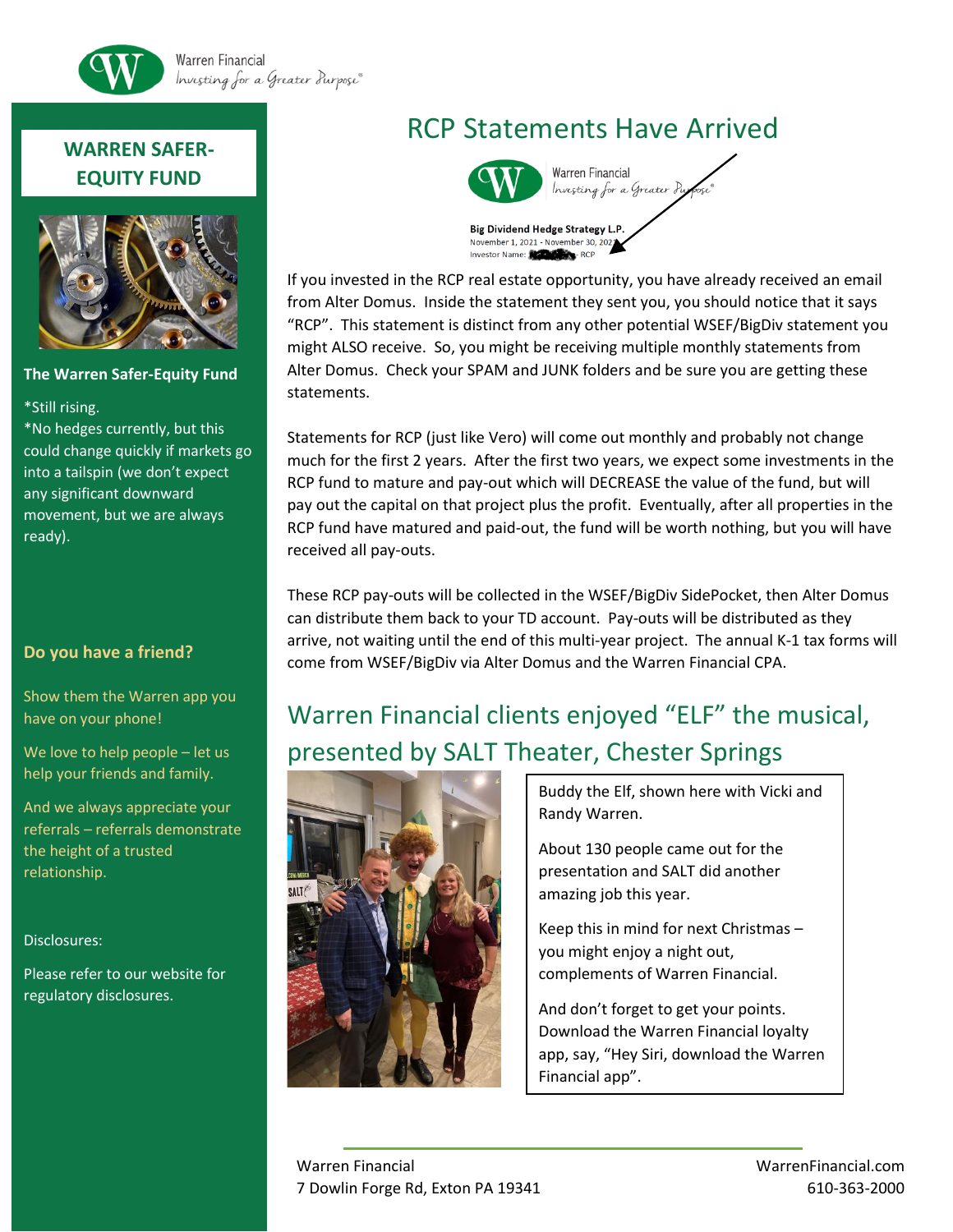Warren Financial
Investing for a Greater Purpose®

## WARREN SAFER-EQUITY FUND

**The Warren Safer-Equity Fund**

*Still rising.
*No hedges currently, but this could change quickly if markets go into a tailspin (we don't expect any significant downward movement, but we are always ready).

**Do you have a friend?**

Show them the Warren app you have on your phone!

We love to help people – let us help your friends and family.

And we always appreciate your referrals – referrals demonstrate the height of a trusted relationship.

Disclosures:

Please refer to our website for regulatory disclosures.

# RCP Statements Have Arrived

Warren Financial
Investing for a Greater Purpose®

**Big Dividend Hedge Strategy L.P.**
November 1, 2021 - November 30, 2021
Investor Name: - RCP

If you invested in the RCP real estate opportunity, you have already received an email from Alter Domus. Inside the statement they sent you, you should notice that it says "RCP". This statement is distinct from any other potential WSEF/BigDiv statement you might ALSO receive. So, you might be receiving multiple monthly statements from Alter Domus. Check your SPAM and JUNK folders and be sure you are getting these statements.

Statements for RCP (just like Vero) will come out monthly and probably not change much for the first 2 years. After the first two years, we expect some investments in the RCP fund to mature and pay-out which will DECREASE the value of the fund, but will pay out the capital on that project plus the profit. Eventually, after all properties in the RCP fund have matured and paid-out, the fund will be worth nothing, but you will have received all pay-outs.

These RCP pay-outs will be collected in the WSEF/BigDiv SidePocket, then Alter Domus can distribute them back to your TD account. Pay-outs will be distributed as they arrive, not waiting until the end of this multi-year project. The annual K-1 tax forms will come from WSEF/BigDiv via Alter Domus and the Warren Financial CPA.

## Warren Financial clients enjoyed "ELF" the musical, presented by SALT Theater, Chester Springs

Buddy the Elf, shown here with Vicki and Randy Warren.

About 130 people came out for the presentation and SALT did another amazing job this year.

Keep this in mind for next Christmas – you might enjoy a night out, complements of Warren Financial.

And don't forget to get your points. Download the Warren Financial loyalty app, say, "Hey Siri, download the Warren Financial app".

Warren Financial
7 Dowlin Forge Rd, Exton PA 19341

WarrenFinancial.com
610-363-2000